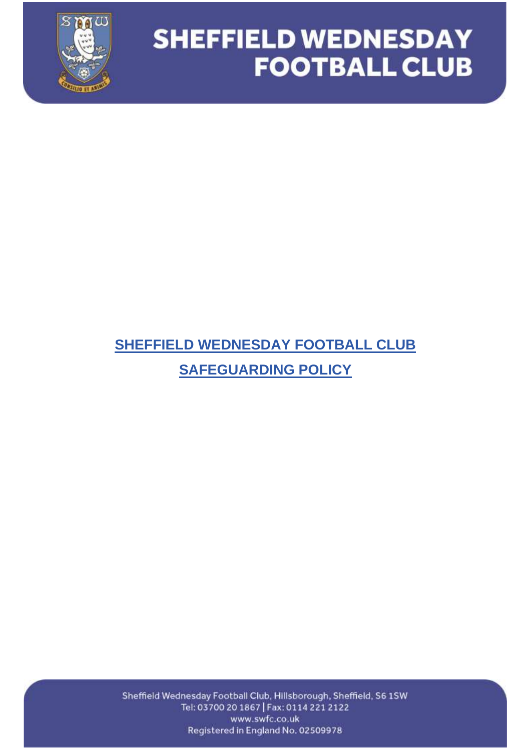# SHEFFIELD WEDNESDAY FOOTBALL CLUB

# SAFEGUARDING POLICY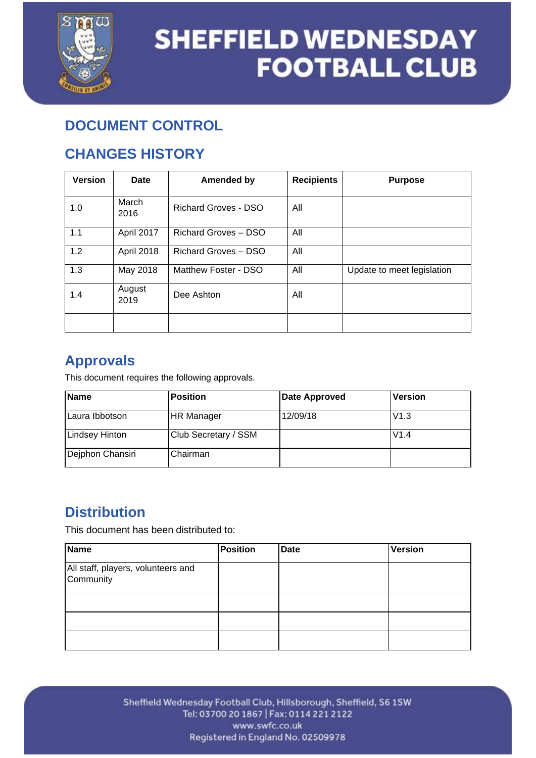# DOCUMENT CONTROL

## CHANGES HISTORY

| Version | Date | Amended by | Recipients | Purpose |
|---|---|---|---|---|
| 1.0 | March 2016 | Richard Groves - DSO | All | |
| 1.1 | April 2017 | Richard Groves – DSO | All | |
| 1.2 | April 2018 | Richard Groves – DSO | All | |
| 1.3 | May 2018 | Matthew Foster - DSO | All | Update to meet legislation |
| 1.4 | August 2019 | Dee Ashton | All | |
| | | | | |

## Approvals

This document requires the following approvals.

| Name | Position | Date Approved | Version |
|---|---|---|---|
| Laura Ibbotson | HR Manager | 12/09/18 | V1.3 |
| Lindsey Hinton | Club Secretary / SSM | | V1.4 |
| Dejphon Chansiri | Chairman | | |

## Distribution

This document has been distributed to:

| Name | Position | Date | Version |
|---|---|---|---|
| All staff, players, volunteers and Community | | | |
| | | | |
| | | | |
| | | | |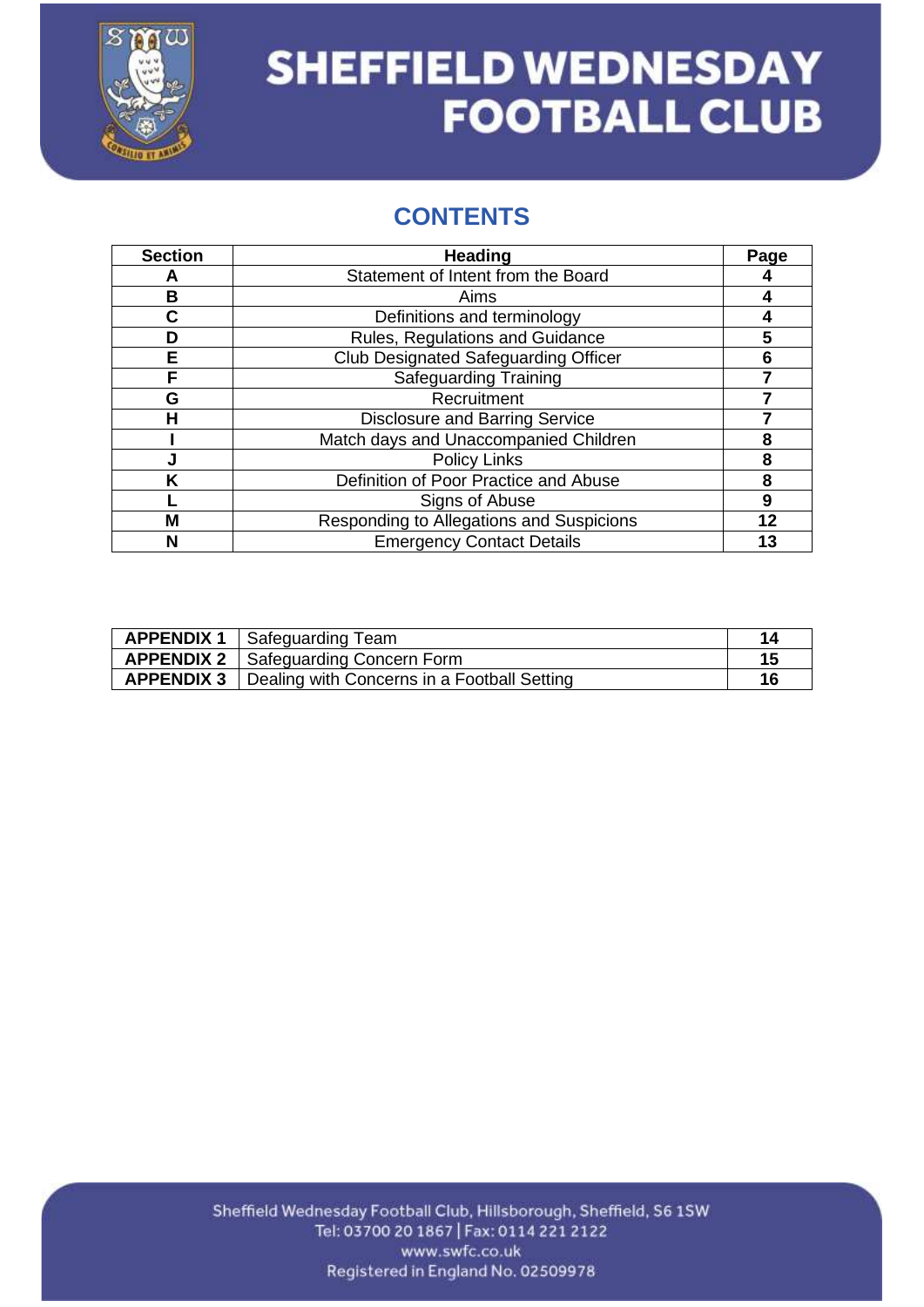# CONTENTS

| Section | Heading | Page |
|---|---|---|
| A | Statement of Intent from the Board | 4 |
| B | Aims | 4 |
| C | Definitions and terminology | 4 |
| D | Rules, Regulations and Guidance | 5 |
| E | Club Designated Safeguarding Officer | 6 |
| F | Safeguarding Training | 7 |
| G | Recruitment | 7 |
| H | Disclosure and Barring Service | 7 |
| I | Match days and Unaccompanied Children | 8 |
| J | Policy Links | 8 |
| K | Definition of Poor Practice and Abuse | 8 |
| L | Signs of Abuse | 9 |
| M | Responding to Allegations and Suspicions | 12 |
| N | Emergency Contact Details | 13 |

| | | |
|---|---|---|
| **APPENDIX 1** | Safeguarding Team | 14 |
| **APPENDIX 2** | Safeguarding Concern Form | 15 |
| **APPENDIX 3** | Dealing with Concerns in a Football Setting | 16 |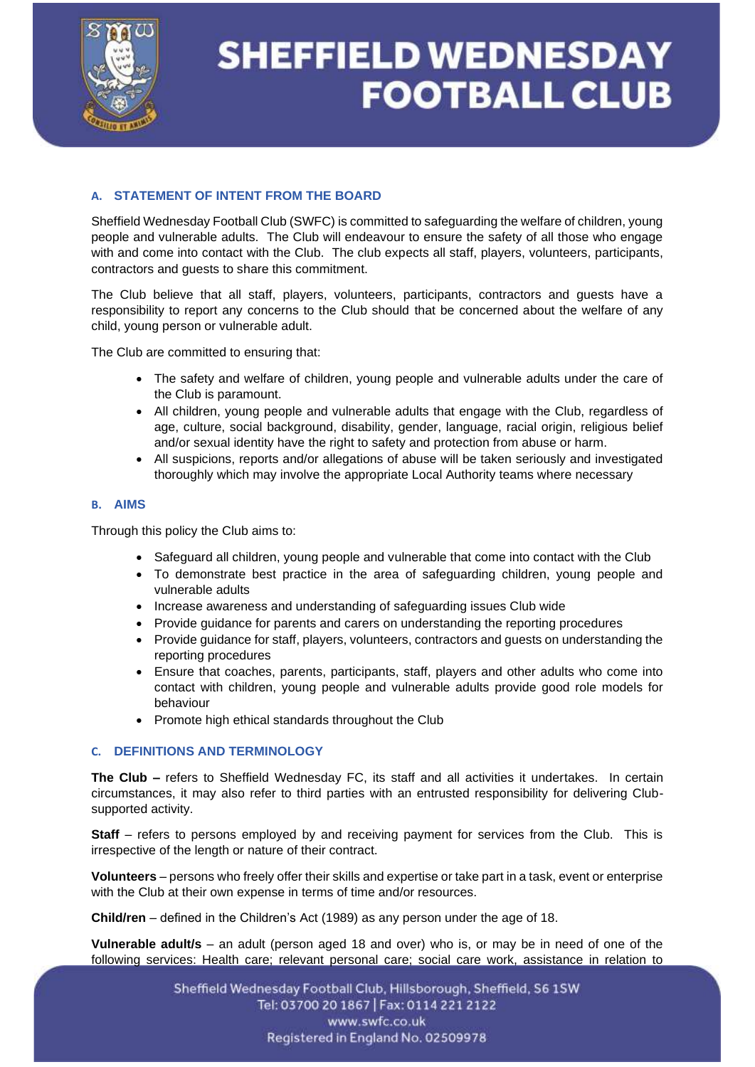## A. STATEMENT OF INTENT FROM THE BOARD

Sheffield Wednesday Football Club (SWFC) is committed to safeguarding the welfare of children, young people and vulnerable adults. The Club will endeavour to ensure the safety of all those who engage with and come into contact with the Club. The club expects all staff, players, volunteers, participants, contractors and guests to share this commitment.

The Club believe that all staff, players, volunteers, participants, contractors and guests have a responsibility to report any concerns to the Club should that be concerned about the welfare of any child, young person or vulnerable adult.

The Club are committed to ensuring that:

- The safety and welfare of children, young people and vulnerable adults under the care of the Club is paramount.
- All children, young people and vulnerable adults that engage with the Club, regardless of age, culture, social background, disability, gender, language, racial origin, religious belief and/or sexual identity have the right to safety and protection from abuse or harm.
- All suspicions, reports and/or allegations of abuse will be taken seriously and investigated thoroughly which may involve the appropriate Local Authority teams where necessary

## B. AIMS

Through this policy the Club aims to:

- Safeguard all children, young people and vulnerable that come into contact with the Club
- To demonstrate best practice in the area of safeguarding children, young people and vulnerable adults
- Increase awareness and understanding of safeguarding issues Club wide
- Provide guidance for parents and carers on understanding the reporting procedures
- Provide guidance for staff, players, volunteers, contractors and guests on understanding the reporting procedures
- Ensure that coaches, parents, participants, staff, players and other adults who come into contact with children, young people and vulnerable adults provide good role models for behaviour
- Promote high ethical standards throughout the Club

## C. DEFINITIONS AND TERMINOLOGY

**The Club –** refers to Sheffield Wednesday FC, its staff and all activities it undertakes. In certain circumstances, it may also refer to third parties with an entrusted responsibility for delivering Club-supported activity.

**Staff** – refers to persons employed by and receiving payment for services from the Club. This is irrespective of the length or nature of their contract.

**Volunteers** – persons who freely offer their skills and expertise or take part in a task, event or enterprise with the Club at their own expense in terms of time and/or resources.

**Child/ren** – defined in the Children's Act (1989) as any person under the age of 18.

**Vulnerable adult/s** – an adult (person aged 18 and over) who is, or may be in need of one of the following services: Health care; relevant personal care; social care work, assistance in relation to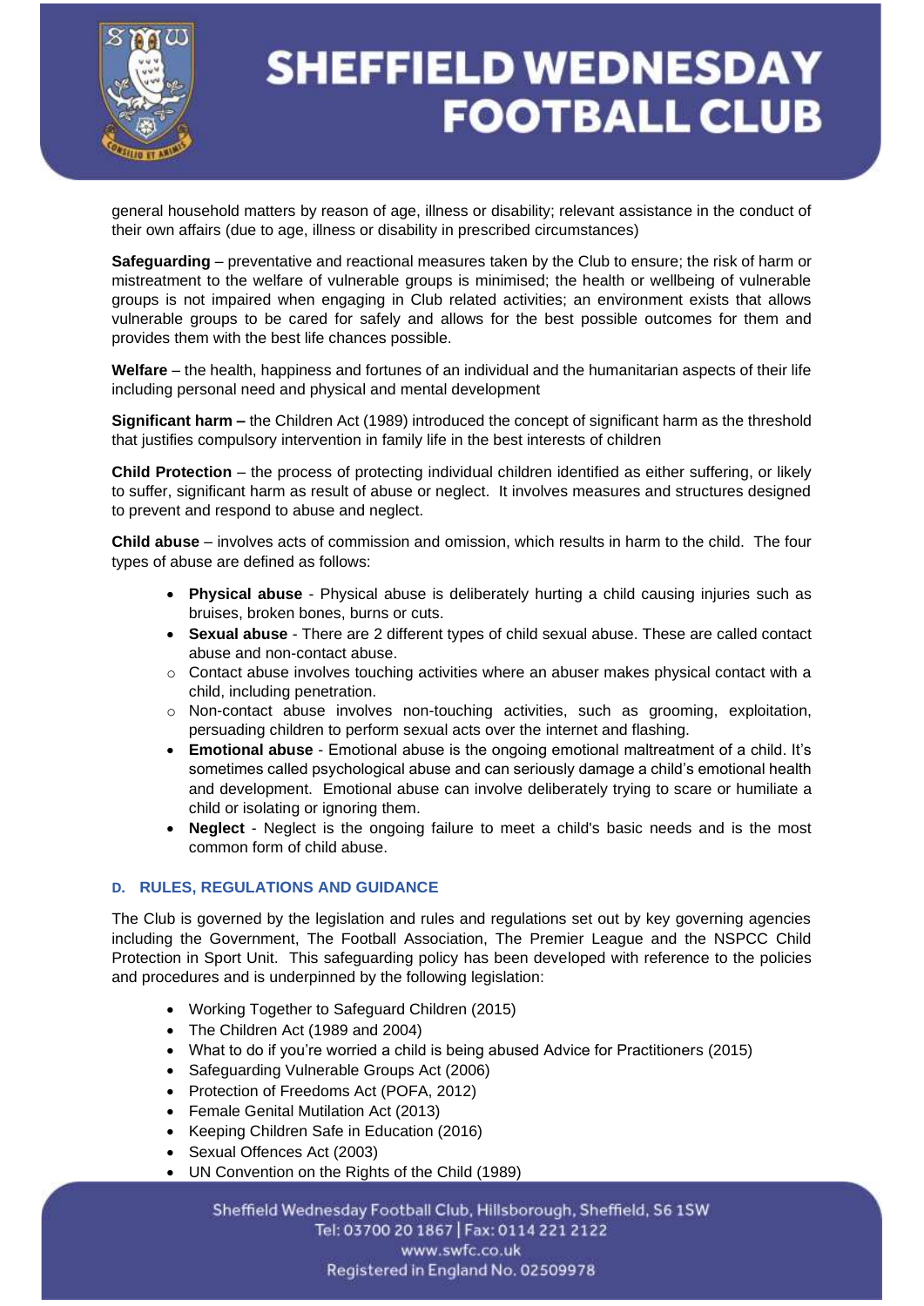general household matters by reason of age, illness or disability; relevant assistance in the conduct of their own affairs (due to age, illness or disability in prescribed circumstances)

**Safeguarding** – preventative and reactional measures taken by the Club to ensure; the risk of harm or mistreatment to the welfare of vulnerable groups is minimised; the health or wellbeing of vulnerable groups is not impaired when engaging in Club related activities; an environment exists that allows vulnerable groups to be cared for safely and allows for the best possible outcomes for them and provides them with the best life chances possible.

**Welfare** – the health, happiness and fortunes of an individual and the humanitarian aspects of their life including personal need and physical and mental development

**Significant harm –** the Children Act (1989) introduced the concept of significant harm as the threshold that justifies compulsory intervention in family life in the best interests of children

**Child Protection** – the process of protecting individual children identified as either suffering, or likely to suffer, significant harm as result of abuse or neglect. It involves measures and structures designed to prevent and respond to abuse and neglect.

**Child abuse** – involves acts of commission and omission, which results in harm to the child. The four types of abuse are defined as follows:

- **Physical abuse** - Physical abuse is deliberately hurting a child causing injuries such as bruises, broken bones, burns or cuts.
- **Sexual abuse** - There are 2 different types of child sexual abuse. These are called contact abuse and non-contact abuse.
  - Contact abuse involves touching activities where an abuser makes physical contact with a child, including penetration.
  - Non-contact abuse involves non-touching activities, such as grooming, exploitation, persuading children to perform sexual acts over the internet and flashing.
- **Emotional abuse** - Emotional abuse is the ongoing emotional maltreatment of a child. It's sometimes called psychological abuse and can seriously damage a child's emotional health and development. Emotional abuse can involve deliberately trying to scare or humiliate a child or isolating or ignoring them.
- **Neglect** - Neglect is the ongoing failure to meet a child's basic needs and is the most common form of child abuse.

## D. RULES, REGULATIONS AND GUIDANCE

The Club is governed by the legislation and rules and regulations set out by key governing agencies including the Government, The Football Association, The Premier League and the NSPCC Child Protection in Sport Unit. This safeguarding policy has been developed with reference to the policies and procedures and is underpinned by the following legislation:

- Working Together to Safeguard Children (2015)
- The Children Act (1989 and 2004)
- What to do if you're worried a child is being abused Advice for Practitioners (2015)
- Safeguarding Vulnerable Groups Act (2006)
- Protection of Freedoms Act (POFA, 2012)
- Female Genital Mutilation Act (2013)
- Keeping Children Safe in Education (2016)
- Sexual Offences Act (2003)
- UN Convention on the Rights of the Child (1989)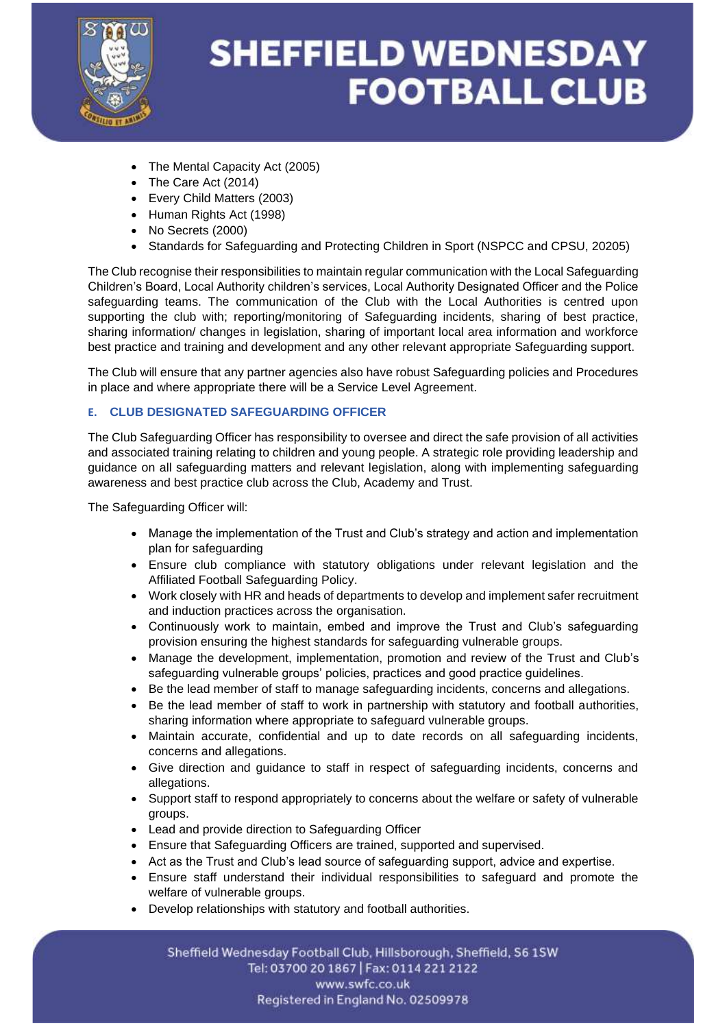- The Mental Capacity Act (2005)
- The Care Act (2014)
- Every Child Matters (2003)
- Human Rights Act (1998)
- No Secrets (2000)
- Standards for Safeguarding and Protecting Children in Sport (NSPCC and CPSU, 20205)

The Club recognise their responsibilities to maintain regular communication with the Local Safeguarding Children's Board, Local Authority children's services, Local Authority Designated Officer and the Police safeguarding teams. The communication of the Club with the Local Authorities is centred upon supporting the club with; reporting/monitoring of Safeguarding incidents, sharing of best practice, sharing information/ changes in legislation, sharing of important local area information and workforce best practice and training and development and any other relevant appropriate Safeguarding support.

The Club will ensure that any partner agencies also have robust Safeguarding policies and Procedures in place and where appropriate there will be a Service Level Agreement.

### E. CLUB DESIGNATED SAFEGUARDING OFFICER

The Club Safeguarding Officer has responsibility to oversee and direct the safe provision of all activities and associated training relating to children and young people. A strategic role providing leadership and guidance on all safeguarding matters and relevant legislation, along with implementing safeguarding awareness and best practice club across the Club, Academy and Trust.

The Safeguarding Officer will:

- Manage the implementation of the Trust and Club's strategy and action and implementation plan for safeguarding
- Ensure club compliance with statutory obligations under relevant legislation and the Affiliated Football Safeguarding Policy.
- Work closely with HR and heads of departments to develop and implement safer recruitment and induction practices across the organisation.
- Continuously work to maintain, embed and improve the Trust and Club's safeguarding provision ensuring the highest standards for safeguarding vulnerable groups.
- Manage the development, implementation, promotion and review of the Trust and Club's safeguarding vulnerable groups' policies, practices and good practice guidelines.
- Be the lead member of staff to manage safeguarding incidents, concerns and allegations.
- Be the lead member of staff to work in partnership with statutory and football authorities, sharing information where appropriate to safeguard vulnerable groups.
- Maintain accurate, confidential and up to date records on all safeguarding incidents, concerns and allegations.
- Give direction and guidance to staff in respect of safeguarding incidents, concerns and allegations.
- Support staff to respond appropriately to concerns about the welfare or safety of vulnerable groups.
- Lead and provide direction to Safeguarding Officer
- Ensure that Safeguarding Officers are trained, supported and supervised.
- Act as the Trust and Club's lead source of safeguarding support, advice and expertise.
- Ensure staff understand their individual responsibilities to safeguard and promote the welfare of vulnerable groups.
- Develop relationships with statutory and football authorities.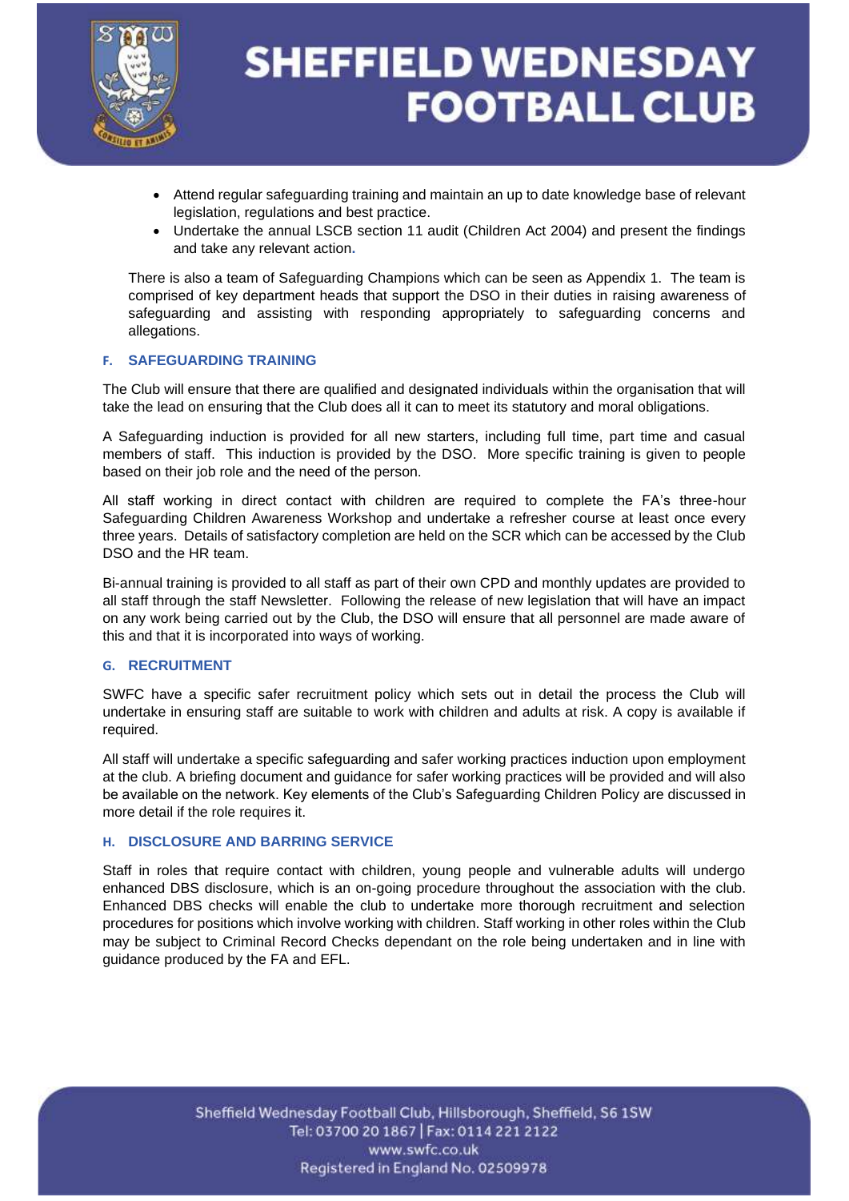- Attend regular safeguarding training and maintain an up to date knowledge base of relevant legislation, regulations and best practice.
- Undertake the annual LSCB section 11 audit (Children Act 2004) and present the findings and take any relevant action.

There is also a team of Safeguarding Champions which can be seen as Appendix 1. The team is comprised of key department heads that support the DSO in their duties in raising awareness of safeguarding and assisting with responding appropriately to safeguarding concerns and allegations.

### F. SAFEGUARDING TRAINING

The Club will ensure that there are qualified and designated individuals within the organisation that will take the lead on ensuring that the Club does all it can to meet its statutory and moral obligations.

A Safeguarding induction is provided for all new starters, including full time, part time and casual members of staff. This induction is provided by the DSO. More specific training is given to people based on their job role and the need of the person.

All staff working in direct contact with children are required to complete the FA's three-hour Safeguarding Children Awareness Workshop and undertake a refresher course at least once every three years. Details of satisfactory completion are held on the SCR which can be accessed by the Club DSO and the HR team.

Bi-annual training is provided to all staff as part of their own CPD and monthly updates are provided to all staff through the staff Newsletter. Following the release of new legislation that will have an impact on any work being carried out by the Club, the DSO will ensure that all personnel are made aware of this and that it is incorporated into ways of working.

### G. RECRUITMENT

SWFC have a specific safer recruitment policy which sets out in detail the process the Club will undertake in ensuring staff are suitable to work with children and adults at risk. A copy is available if required.

All staff will undertake a specific safeguarding and safer working practices induction upon employment at the club. A briefing document and guidance for safer working practices will be provided and will also be available on the network. Key elements of the Club's Safeguarding Children Policy are discussed in more detail if the role requires it.

### H. DISCLOSURE AND BARRING SERVICE

Staff in roles that require contact with children, young people and vulnerable adults will undergo enhanced DBS disclosure, which is an on-going procedure throughout the association with the club. Enhanced DBS checks will enable the club to undertake more thorough recruitment and selection procedures for positions which involve working with children. Staff working in other roles within the Club may be subject to Criminal Record Checks dependant on the role being undertaken and in line with guidance produced by the FA and EFL.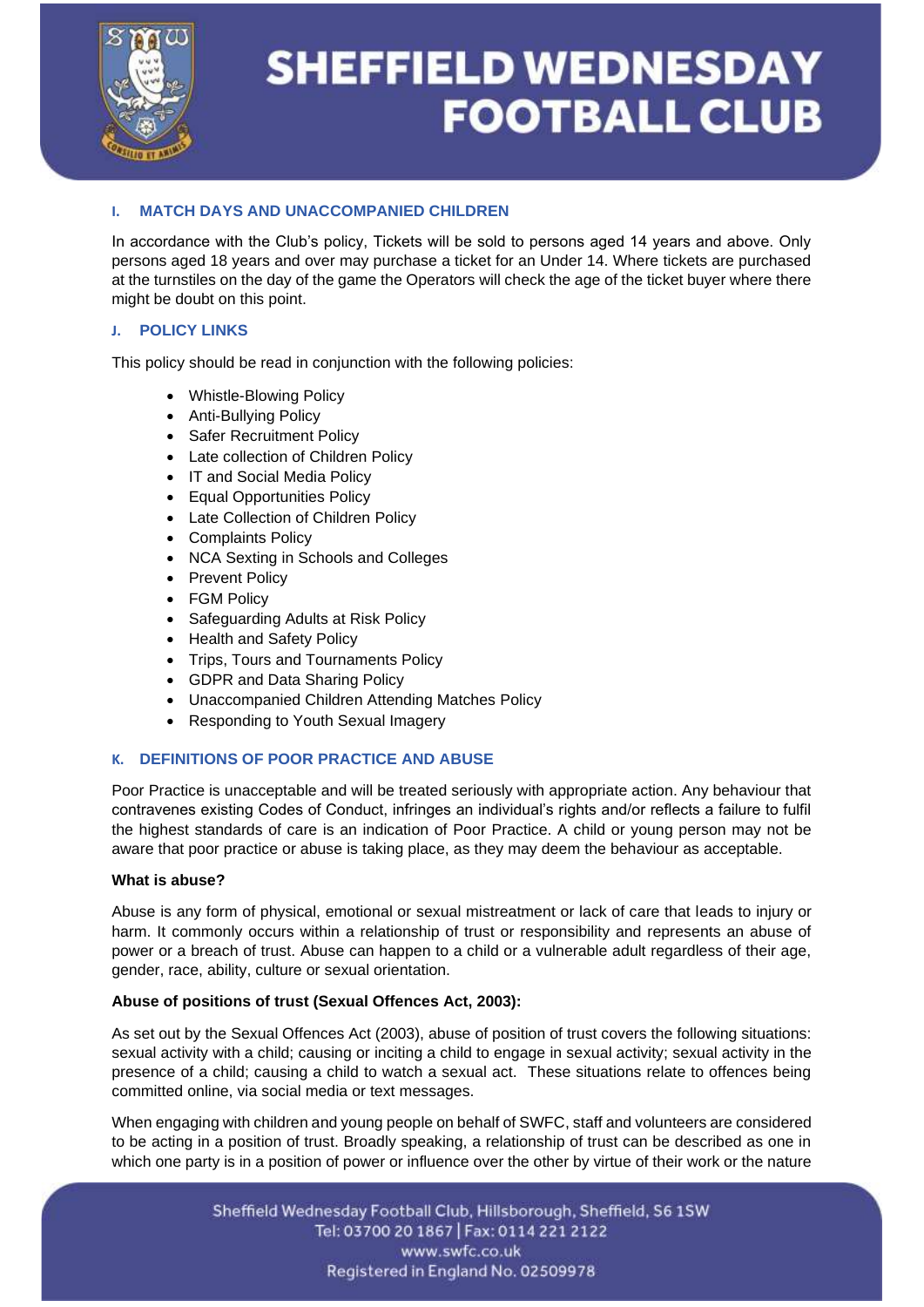## I. MATCH DAYS AND UNACCOMPANIED CHILDREN

In accordance with the Club's policy, Tickets will be sold to persons aged 14 years and above. Only persons aged 18 years and over may purchase a ticket for an Under 14. Where tickets are purchased at the turnstiles on the day of the game the Operators will check the age of the ticket buyer where there might be doubt on this point.

## J. POLICY LINKS

This policy should be read in conjunction with the following policies:

- Whistle-Blowing Policy
- Anti-Bullying Policy
- Safer Recruitment Policy
- Late collection of Children Policy
- IT and Social Media Policy
- Equal Opportunities Policy
- Late Collection of Children Policy
- Complaints Policy
- NCA Sexting in Schools and Colleges
- Prevent Policy
- FGM Policy
- Safeguarding Adults at Risk Policy
- Health and Safety Policy
- Trips, Tours and Tournaments Policy
- GDPR and Data Sharing Policy
- Unaccompanied Children Attending Matches Policy
- Responding to Youth Sexual Imagery

## K. DEFINITIONS OF POOR PRACTICE AND ABUSE

Poor Practice is unacceptable and will be treated seriously with appropriate action. Any behaviour that contravenes existing Codes of Conduct, infringes an individual's rights and/or reflects a failure to fulfil the highest standards of care is an indication of Poor Practice. A child or young person may not be aware that poor practice or abuse is taking place, as they may deem the behaviour as acceptable.

**What is abuse?**

Abuse is any form of physical, emotional or sexual mistreatment or lack of care that leads to injury or harm. It commonly occurs within a relationship of trust or responsibility and represents an abuse of power or a breach of trust. Abuse can happen to a child or a vulnerable adult regardless of their age, gender, race, ability, culture or sexual orientation.

**Abuse of positions of trust (Sexual Offences Act, 2003):**

As set out by the Sexual Offences Act (2003), abuse of position of trust covers the following situations: sexual activity with a child; causing or inciting a child to engage in sexual activity; sexual activity in the presence of a child; causing a child to watch a sexual act. These situations relate to offences being committed online, via social media or text messages.

When engaging with children and young people on behalf of SWFC, staff and volunteers are considered to be acting in a position of trust. Broadly speaking, a relationship of trust can be described as one in which one party is in a position of power or influence over the other by virtue of their work or the nature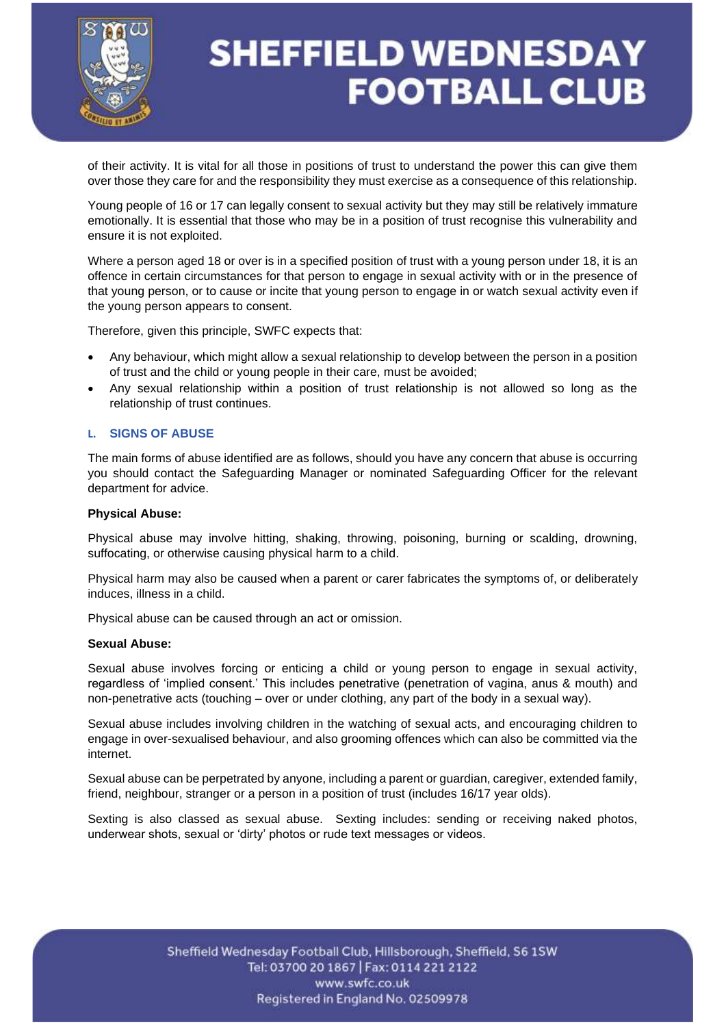of their activity. It is vital for all those in positions of trust to understand the power this can give them over those they care for and the responsibility they must exercise as a consequence of this relationship.

Young people of 16 or 17 can legally consent to sexual activity but they may still be relatively immature emotionally. It is essential that those who may be in a position of trust recognise this vulnerability and ensure it is not exploited.

Where a person aged 18 or over is in a specified position of trust with a young person under 18, it is an offence in certain circumstances for that person to engage in sexual activity with or in the presence of that young person, or to cause or incite that young person to engage in or watch sexual activity even if the young person appears to consent.

Therefore, given this principle, SWFC expects that:

- Any behaviour, which might allow a sexual relationship to develop between the person in a position of trust and the child or young people in their care, must be avoided;
- Any sexual relationship within a position of trust relationship is not allowed so long as the relationship of trust continues.

## L. SIGNS OF ABUSE

The main forms of abuse identified are as follows, should you have any concern that abuse is occurring you should contact the Safeguarding Manager or nominated Safeguarding Officer for the relevant department for advice.

**Physical Abuse:**

Physical abuse may involve hitting, shaking, throwing, poisoning, burning or scalding, drowning, suffocating, or otherwise causing physical harm to a child.

Physical harm may also be caused when a parent or carer fabricates the symptoms of, or deliberately induces, illness in a child.

Physical abuse can be caused through an act or omission.

**Sexual Abuse:**

Sexual abuse involves forcing or enticing a child or young person to engage in sexual activity, regardless of 'implied consent.' This includes penetrative (penetration of vagina, anus & mouth) and non-penetrative acts (touching – over or under clothing, any part of the body in a sexual way).

Sexual abuse includes involving children in the watching of sexual acts, and encouraging children to engage in over-sexualised behaviour, and also grooming offences which can also be committed via the internet.

Sexual abuse can be perpetrated by anyone, including a parent or guardian, caregiver, extended family, friend, neighbour, stranger or a person in a position of trust (includes 16/17 year olds).

Sexting is also classed as sexual abuse. Sexting includes: sending or receiving naked photos, underwear shots, sexual or 'dirty' photos or rude text messages or videos.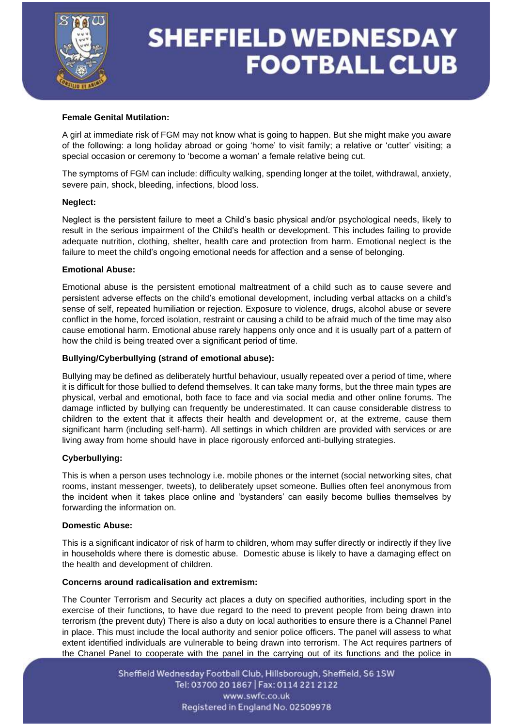**Female Genital Mutilation:**

A girl at immediate risk of FGM may not know what is going to happen. But she might make you aware of the following: a long holiday abroad or going 'home' to visit family; a relative or 'cutter' visiting; a special occasion or ceremony to 'become a woman' a female relative being cut.

The symptoms of FGM can include: difficulty walking, spending longer at the toilet, withdrawal, anxiety, severe pain, shock, bleeding, infections, blood loss.

**Neglect:**

Neglect is the persistent failure to meet a Child's basic physical and/or psychological needs, likely to result in the serious impairment of the Child's health or development. This includes failing to provide adequate nutrition, clothing, shelter, health care and protection from harm. Emotional neglect is the failure to meet the child's ongoing emotional needs for affection and a sense of belonging.

**Emotional Abuse:**

Emotional abuse is the persistent emotional maltreatment of a child such as to cause severe and persistent adverse effects on the child's emotional development, including verbal attacks on a child's sense of self, repeated humiliation or rejection. Exposure to violence, drugs, alcohol abuse or severe conflict in the home, forced isolation, restraint or causing a child to be afraid much of the time may also cause emotional harm. Emotional abuse rarely happens only once and it is usually part of a pattern of how the child is being treated over a significant period of time.

**Bullying/Cyberbullying (strand of emotional abuse):**

Bullying may be defined as deliberately hurtful behaviour, usually repeated over a period of time, where it is difficult for those bullied to defend themselves. It can take many forms, but the three main types are physical, verbal and emotional, both face to face and via social media and other online forums. The damage inflicted by bullying can frequently be underestimated. It can cause considerable distress to children to the extent that it affects their health and development or, at the extreme, cause them significant harm (including self-harm). All settings in which children are provided with services or are living away from home should have in place rigorously enforced anti-bullying strategies.

**Cyberbullying:**

This is when a person uses technology i.e. mobile phones or the internet (social networking sites, chat rooms, instant messenger, tweets), to deliberately upset someone. Bullies often feel anonymous from the incident when it takes place online and 'bystanders' can easily become bullies themselves by forwarding the information on.

**Domestic Abuse:**

This is a significant indicator of risk of harm to children, whom may suffer directly or indirectly if they live in households where there is domestic abuse. Domestic abuse is likely to have a damaging effect on the health and development of children.

**Concerns around radicalisation and extremism:**

The Counter Terrorism and Security act places a duty on specified authorities, including sport in the exercise of their functions, to have due regard to the need to prevent people from being drawn into terrorism (the prevent duty) There is also a duty on local authorities to ensure there is a Channel Panel in place. This must include the local authority and senior police officers. The panel will assess to what extent identified individuals are vulnerable to being drawn into terrorism. The Act requires partners of the Chanel Panel to cooperate with the panel in the carrying out of its functions and the police in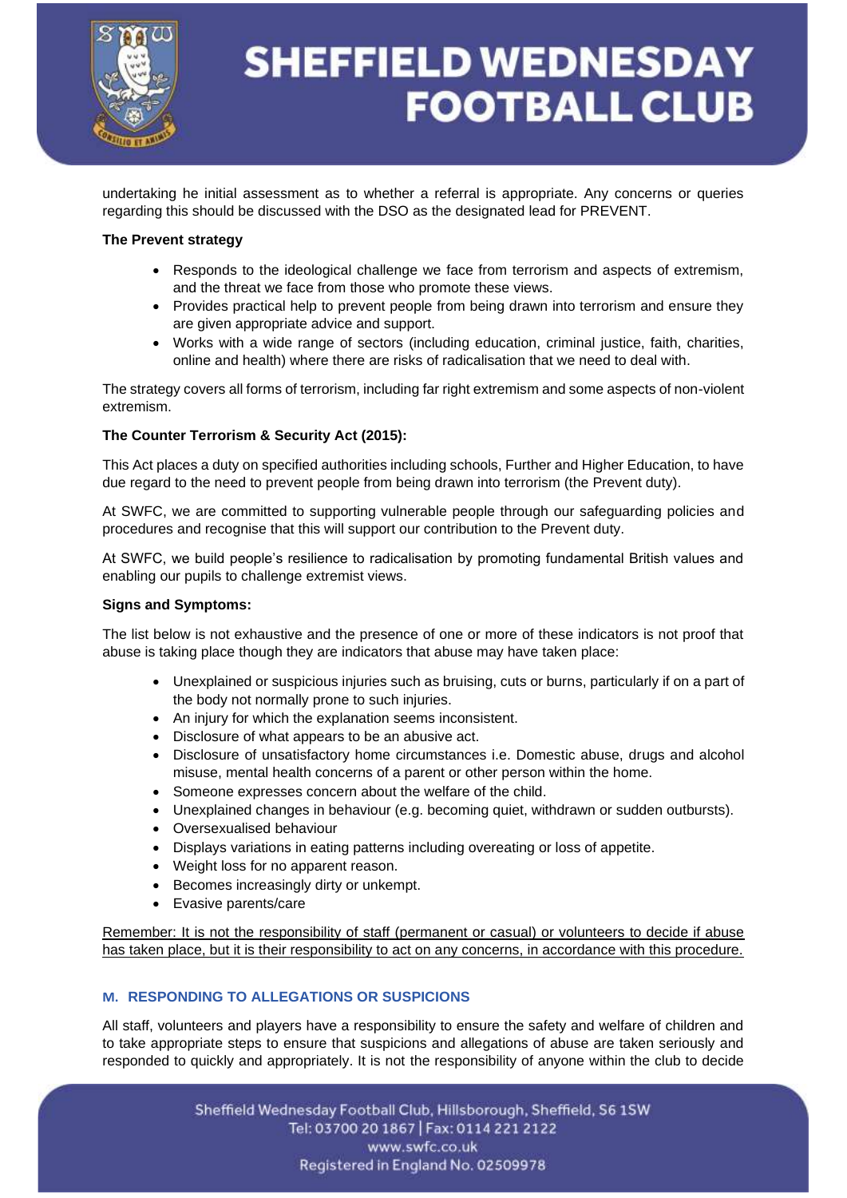undertaking he initial assessment as to whether a referral is appropriate. Any concerns or queries regarding this should be discussed with the DSO as the designated lead for PREVENT.

**The Prevent strategy**

- Responds to the ideological challenge we face from terrorism and aspects of extremism, and the threat we face from those who promote these views.
- Provides practical help to prevent people from being drawn into terrorism and ensure they are given appropriate advice and support.
- Works with a wide range of sectors (including education, criminal justice, faith, charities, online and health) where there are risks of radicalisation that we need to deal with.

The strategy covers all forms of terrorism, including far right extremism and some aspects of non-violent extremism.

**The Counter Terrorism & Security Act (2015):**

This Act places a duty on specified authorities including schools, Further and Higher Education, to have due regard to the need to prevent people from being drawn into terrorism (the Prevent duty).

At SWFC, we are committed to supporting vulnerable people through our safeguarding policies and procedures and recognise that this will support our contribution to the Prevent duty.

At SWFC, we build people's resilience to radicalisation by promoting fundamental British values and enabling our pupils to challenge extremist views.

**Signs and Symptoms:**

The list below is not exhaustive and the presence of one or more of these indicators is not proof that abuse is taking place though they are indicators that abuse may have taken place:

- Unexplained or suspicious injuries such as bruising, cuts or burns, particularly if on a part of the body not normally prone to such injuries.
- An injury for which the explanation seems inconsistent.
- Disclosure of what appears to be an abusive act.
- Disclosure of unsatisfactory home circumstances i.e. Domestic abuse, drugs and alcohol misuse, mental health concerns of a parent or other person within the home.
- Someone expresses concern about the welfare of the child.
- Unexplained changes in behaviour (e.g. becoming quiet, withdrawn or sudden outbursts).
- Oversexualised behaviour
- Displays variations in eating patterns including overeating or loss of appetite.
- Weight loss for no apparent reason.
- Becomes increasingly dirty or unkempt.
- Evasive parents/care

<u>Remember: It is not the responsibility of staff (permanent or casual) or volunteers to decide if abuse has taken place, but it is their responsibility to act on any concerns, in accordance with this procedure.</u>

## M. RESPONDING TO ALLEGATIONS OR SUSPICIONS

All staff, volunteers and players have a responsibility to ensure the safety and welfare of children and to take appropriate steps to ensure that suspicions and allegations of abuse are taken seriously and responded to quickly and appropriately. It is not the responsibility of anyone within the club to decide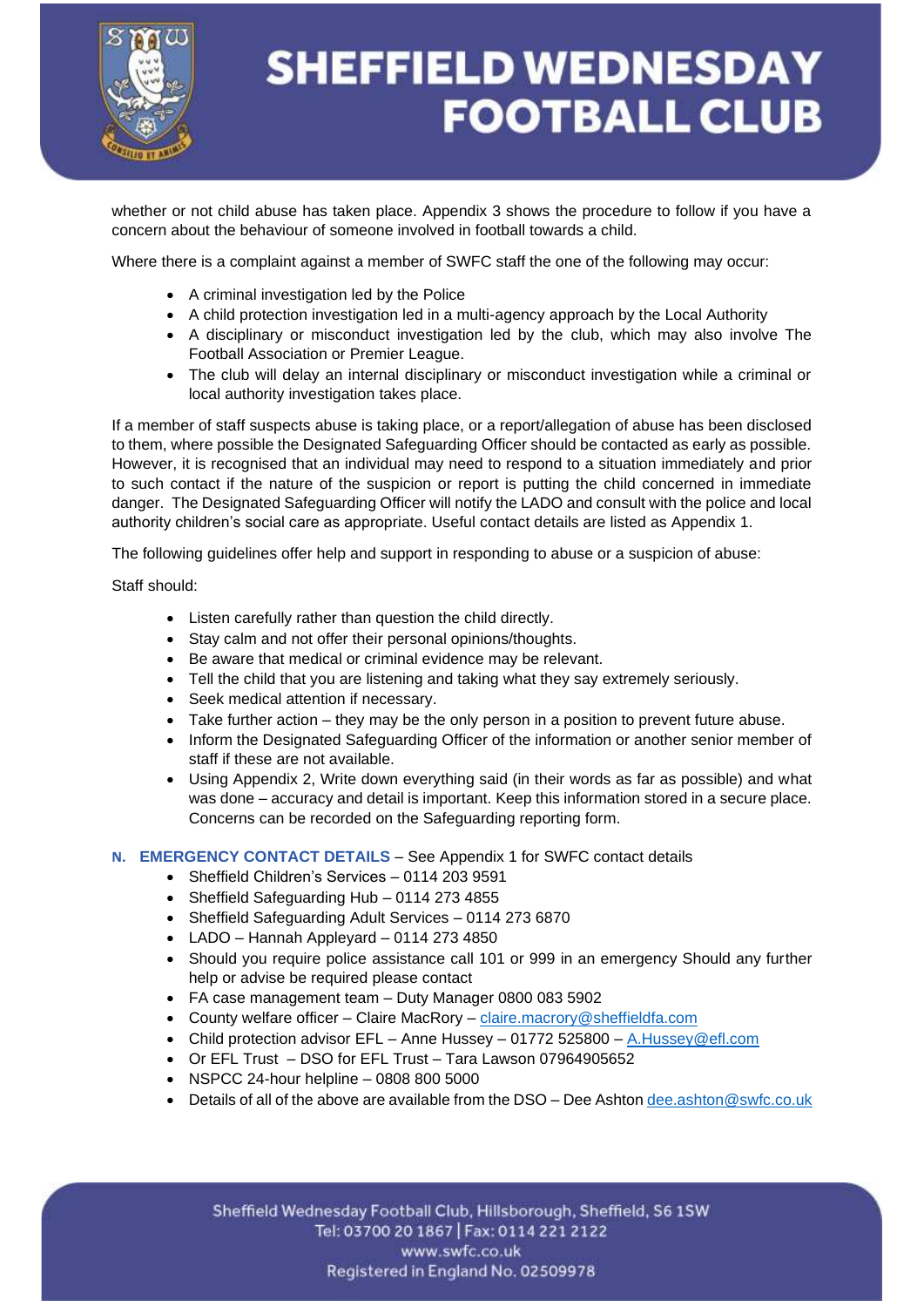whether or not child abuse has taken place. Appendix 3 shows the procedure to follow if you have a concern about the behaviour of someone involved in football towards a child.

Where there is a complaint against a member of SWFC staff the one of the following may occur:

- A criminal investigation led by the Police
- A child protection investigation led in a multi-agency approach by the Local Authority
- A disciplinary or misconduct investigation led by the club, which may also involve The Football Association or Premier League.
- The club will delay an internal disciplinary or misconduct investigation while a criminal or local authority investigation takes place.

If a member of staff suspects abuse is taking place, or a report/allegation of abuse has been disclosed to them, where possible the Designated Safeguarding Officer should be contacted as early as possible. However, it is recognised that an individual may need to respond to a situation immediately and prior to such contact if the nature of the suspicion or report is putting the child concerned in immediate danger. The Designated Safeguarding Officer will notify the LADO and consult with the police and local authority children's social care as appropriate. Useful contact details are listed as Appendix 1.

The following guidelines offer help and support in responding to abuse or a suspicion of abuse:

Staff should:

- Listen carefully rather than question the child directly.
- Stay calm and not offer their personal opinions/thoughts.
- Be aware that medical or criminal evidence may be relevant.
- Tell the child that you are listening and taking what they say extremely seriously.
- Seek medical attention if necessary.
- Take further action – they may be the only person in a position to prevent future abuse.
- Inform the Designated Safeguarding Officer of the information or another senior member of staff if these are not available.
- Using Appendix 2, Write down everything said (in their words as far as possible) and what was done – accuracy and detail is important. Keep this information stored in a secure place. Concerns can be recorded on the Safeguarding reporting form.

## N. EMERGENCY CONTACT DETAILS – See Appendix 1 for SWFC contact details

- Sheffield Children's Services – 0114 203 9591
- Sheffield Safeguarding Hub – 0114 273 4855
- Sheffield Safeguarding Adult Services – 0114 273 6870
- LADO – Hannah Appleyard – 0114 273 4850
- Should you require police assistance call 101 or 999 in an emergency Should any further help or advise be required please contact
- FA case management team – Duty Manager 0800 083 5902
- County welfare officer – Claire MacRory – claire.macrory@sheffieldfa.com
- Child protection advisor EFL – Anne Hussey – 01772 525800 – A.Hussey@efl.com
- Or EFL Trust – DSO for EFL Trust – Tara Lawson 07964905652
- NSPCC 24-hour helpline – 0808 800 5000
- Details of all of the above are available from the DSO – Dee Ashton dee.ashton@swfc.co.uk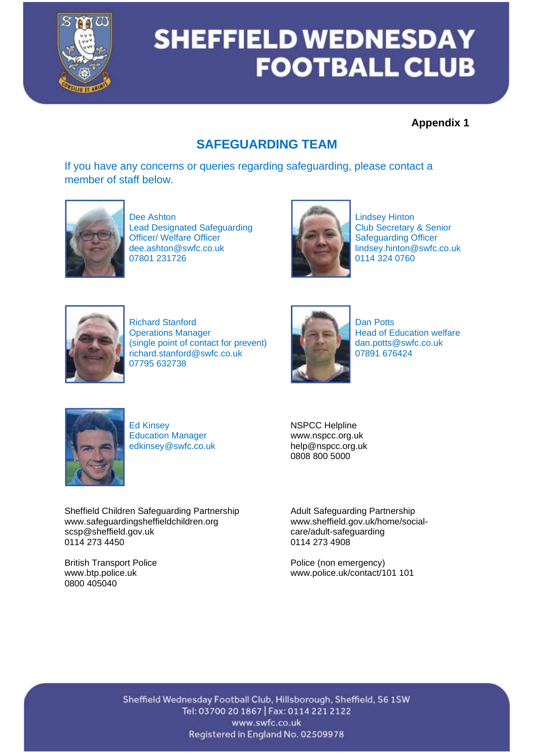# SHEFFIELD WEDNESDAY FOOTBALL CLUB

**Appendix 1**

## SAFEGUARDING TEAM

If you have any concerns or queries regarding safeguarding, please contact a member of staff below.

Dee Ashton
Lead Designated Safeguarding Officer/ Welfare Officer
dee.ashton@swfc.co.uk
07801 231726

Lindsey Hinton
Club Secretary & Senior Safeguarding Officer
lindsey.hinton@swfc.co.uk
0114 324 0760

Richard Stanford
Operations Manager
(single point of contact for prevent)
richard.stanford@swfc.co.uk
07795 632738

Dan Potts
Head of Education welfare
dan.potts@swfc.co.uk
07891 676424

Ed Kinsey
Education Manager
edkinsey@swfc.co.uk

NSPCC Helpline
www.nspcc.org.uk
help@nspcc.org.uk
0808 800 5000

Sheffield Children Safeguarding Partnership
www.safeguardingsheffieldchildren.org
scsp@sheffield.gov.uk
0114 273 4450

Adult Safeguarding Partnership
www.sheffield.gov.uk/home/social-care/adult-safeguarding
0114 273 4908

British Transport Police
www.btp.police.uk
0800 405040

Police (non emergency)
www.police.uk/contact/101 101

Sheffield Wednesday Football Club, Hillsborough, Sheffield, S6 1SW
Tel: 03700 20 1867 | Fax: 0114 221 2122
www.swfc.co.uk
Registered in England No. 02509978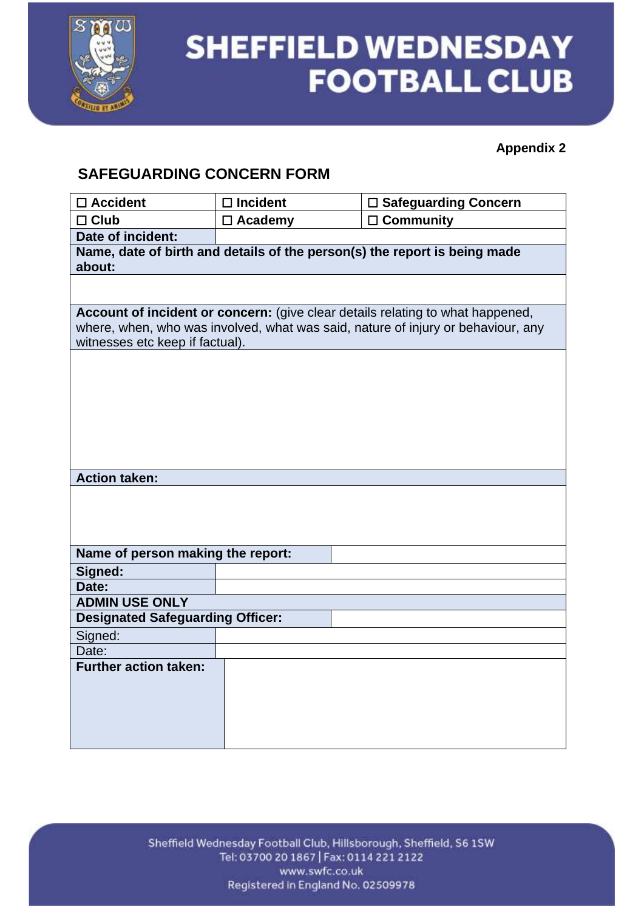**Appendix 2**

## SAFEGUARDING CONCERN FORM

| ☐ **Accident** | ☐ **Incident** | ☐ **Safeguarding Concern** |
|---|---|---|
| ☐ **Club** | ☐ **Academy** | ☐ **Community** |
| **Date of incident:** | | |
| **Name, date of birth and details of the person(s) the report is being made about:** | | |
| | | |
| **Account of incident or concern:** (give clear details relating to what happened, where, when, who was involved, what was said, nature of injury or behaviour, any witnesses etc keep if factual). | | |
| | | |
| **Action taken:** | | |
| | | |
| **Name of person making the report:** | | |
| **Signed:** | | |
| **Date:** | | |
| **ADMIN USE ONLY** | | |
| **Designated Safeguarding Officer:** | | |
| Signed: | | |
| Date: | | |
| **Further action taken:** | | |

Sheffield Wednesday Football Club, Hillsborough, Sheffield, S6 1SW
Tel: 03700 20 1867 | Fax: 0114 221 2122
www.swfc.co.uk
Registered in England No. 02509978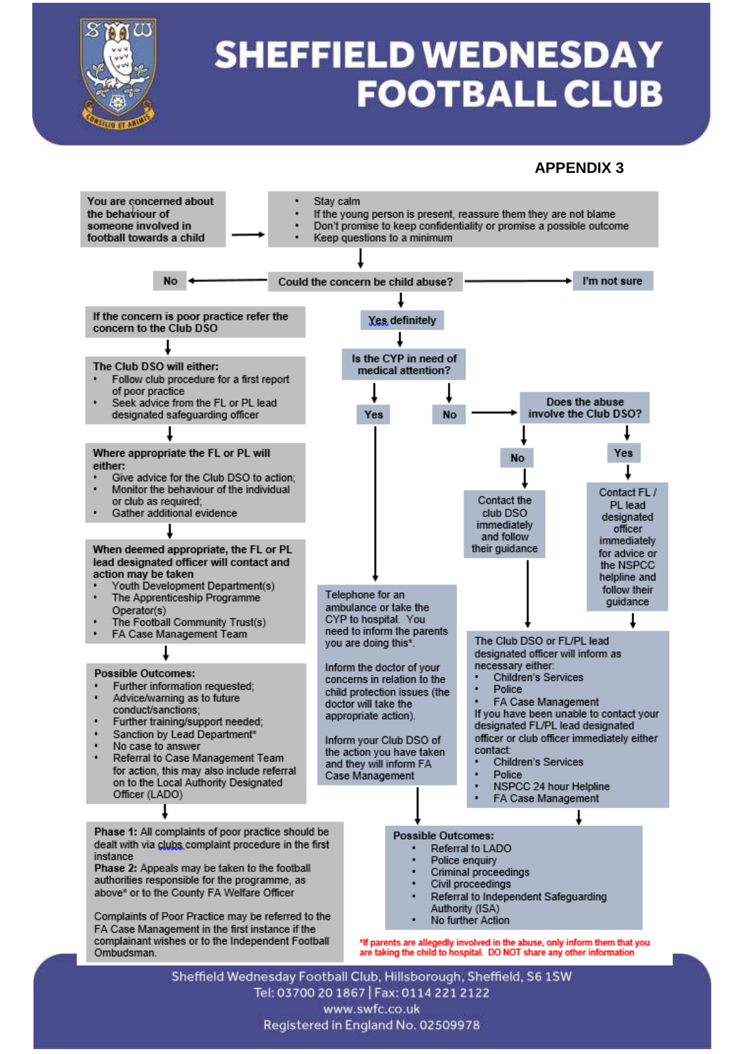# SHEFFIELD WEDNESDAY FOOTBALL CLUB

**APPENDIX 3**

**You are concerned about the behaviour of someone involved in football towards a child**

- Stay calm
- If the young person is present, reassure them they are not blame
- Don't promise to keep confidentiality or promise a possible outcome
- Keep questions to a minimum

**Could the concern be child abuse?**

**No** | **Yes definitely** | **I'm not sure**

## No

**If the concern is poor practice refer the concern to the Club DSO**

**The Club DSO will either:**

- Follow club procedure for a first report of poor practice
- Seek advice from the FL or PL lead designated safeguarding officer

**Where appropriate the FL or PL will either:**

- Give advice for the Club DSO to action;
- Monitor the behaviour of the individual or club as required;
- Gather additional evidence

**When deemed appropriate, the FL or PL lead designated officer will contact and action may be taken**

- Youth Development Department(s)
- The Apprenticeship Programme Operator(s)
- The Football Community Trust(s)
- FA Case Management Team

**Possible Outcomes:**

- Further information requested;
- Advice/warning as to future conduct/sanctions;
- Further training/support needed;
- Sanction by Lead Department*
- No case to answer
- Referral to Case Management Team for action, this may also include referral on to the Local Authority Designated Officer (LADO)

**Phase 1:** All complaints of poor practice should be dealt with via clubs complaint procedure in the first instance
**Phase 2:** Appeals may be taken to the football authorities responsible for the programme, as above* or to the County FA Welfare Officer

Complaints of Poor Practice may be referred to the FA Case Management in the first instance if the complainant wishes or to the Independent Football Ombudsman.

## Yes definitely

**Is the CYP in need of medical attention?**

### Yes

Telephone for an ambulance or take the CYP to hospital. You need to inform the parents you are doing this*.

Inform the doctor of your concerns in relation to the child protection issues (the doctor will take the appropriate action).

Inform your Club DSO of the action you have taken and they will inform FA Case Management

### No

**Does the abuse involve the Club DSO?**

- **No:** Contact the club DSO immediately and follow their guidance
- **Yes:** Contact FL / PL lead designated officer immediately for advice or the NSPCC helpline and follow their guidance

The Club DSO or FL/PL lead designated officer will inform as necessary either:

- Children's Services
- Police
- FA Case Management

If you have been unable to contact your designated FL/PL lead designated officer or club officer immediately either contact:

- Children's Services
- Police
- NSPCC 24 hour Helpline
- FA Case Management

**Possible Outcomes:**

- Referral to LADO
- Police enquiry
- Criminal proceedings
- Civil proceedings
- Referral to Independent Safeguarding Authority (ISA)
- No further Action

*If parents are allegedly involved in the abuse, only inform them that you are taking the child to hospital. DO NOT share any other information

Sheffield Wednesday Football Club, Hillsborough, Sheffield, S6 1SW
Tel: 03700 20 1867 | Fax: 0114 221 2122
www.swfc.co.uk
Registered in England No. 02509978